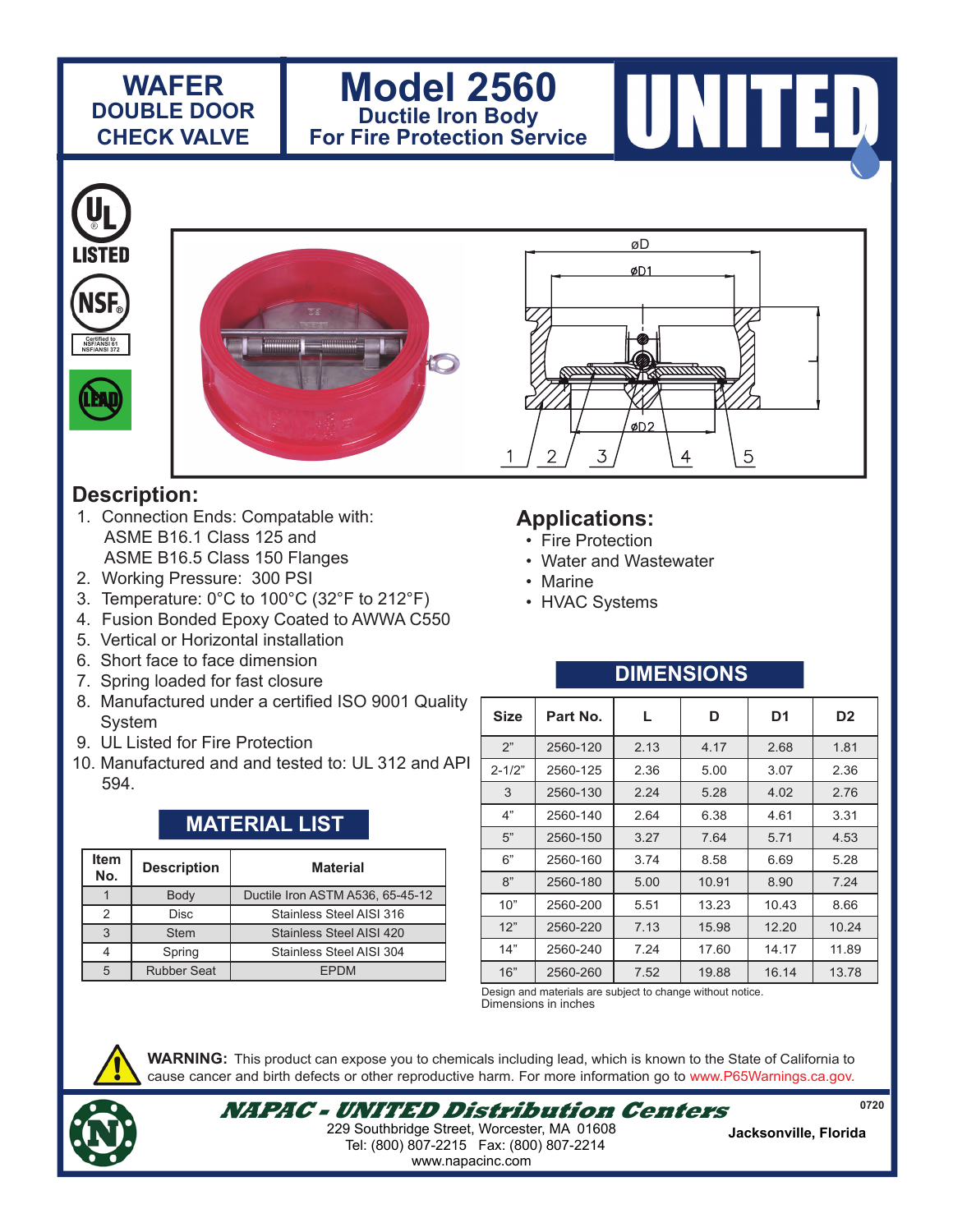# WAFER DOUBLE DOOR CHECK VALVE

# Model 2560

## Ductile Iron Body For Fire Protection Service

UNITED

UL LISTED

NSF Certified to NSF/ANSI 61 NSF/ANSI 372

LEAD

øD

øD1

øD2

1 2 3 4 5

## Description:

1. Connection Ends: Compatable with:
   ASME B16.1 Class 125 and
   ASME B16.5 Class 150 Flanges
2. Working Pressure: 300 PSI
3. Temperature: 0°C to 100°C (32°F to 212°F)
4. Fusion Bonded Epoxy Coated to AWWA C550
5. Vertical or Horizontal installation
6. Short face to face dimension
7. Spring loaded for fast closure
8. Manufactured under a certified ISO 9001 Quality System
9. UL Listed for Fire Protection
10. Manufactured and and tested to: UL 312 and API 594.

## Applications:

- Fire Protection
- Water and Wastewater
- Marine
- HVAC Systems

## MATERIAL LIST

| Item No. | Description | Material |
|---|---|---|
| 1 | Body | Ductile Iron ASTM A536, 65-45-12 |
| 2 | Disc | Stainless Steel AISI 316 |
| 3 | Stem | Stainless Steel AISI 420 |
| 4 | Spring | Stainless Steel AISI 304 |
| 5 | Rubber Seat | EPDM |

## DIMENSIONS

| Size | Part No. | L | D | D1 | D2 |
|---|---|---|---|---|---|
| 2" | 2560-120 | 2.13 | 4.17 | 2.68 | 1.81 |
| 2-1/2" | 2560-125 | 2.36 | 5.00 | 3.07 | 2.36 |
| 3 | 2560-130 | 2.24 | 5.28 | 4.02 | 2.76 |
| 4" | 2560-140 | 2.64 | 6.38 | 4.61 | 3.31 |
| 5" | 2560-150 | 3.27 | 7.64 | 5.71 | 4.53 |
| 6" | 2560-160 | 3.74 | 8.58 | 6.69 | 5.28 |
| 8" | 2560-180 | 5.00 | 10.91 | 8.90 | 7.24 |
| 10" | 2560-200 | 5.51 | 13.23 | 10.43 | 8.66 |
| 12" | 2560-220 | 7.13 | 15.98 | 12.20 | 10.24 |
| 14" | 2560-240 | 7.24 | 17.60 | 14.17 | 11.89 |
| 16" | 2560-260 | 7.52 | 19.88 | 16.14 | 13.78 |

Design and materials are subject to change without notice.
Dimensions in inches

**WARNING:** This product can expose you to chemicals including lead, which is known to the State of California to cause cancer and birth defects or other reproductive harm. For more information go to www.P65Warnings.ca.gov.

***NAPAC - UNITED Distribution Centers***

229 Southbridge Street, Worcester, MA 01608
Tel: (800) 807-2215 Fax: (800) 807-2214
www.napacinc.com

**Jacksonville, Florida**

0720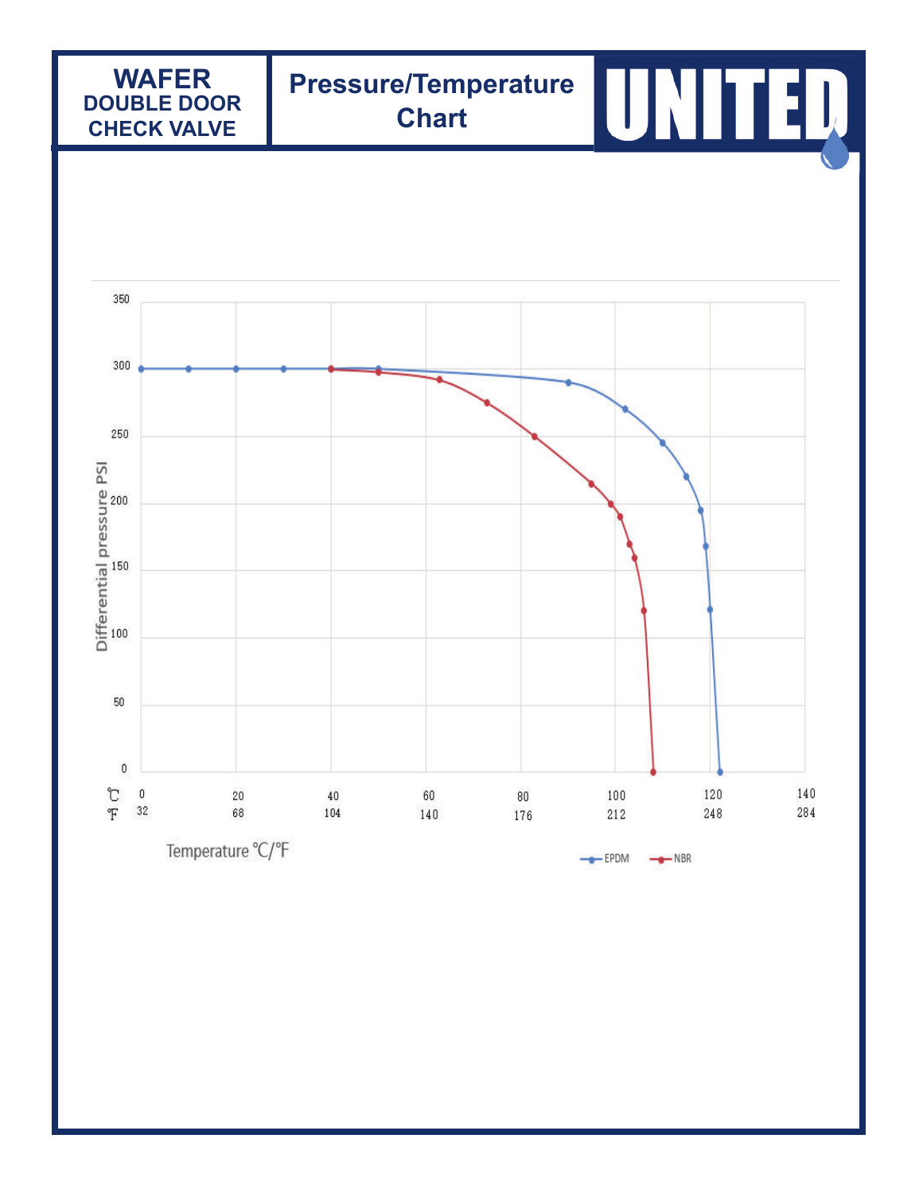# WAFER DOUBLE DOOR CHECK VALVE

## Pressure/Temperature Chart

UNITED

350

300

250

200

150

100

50

0

Differential pressure PSI

℃ 0 20 40 60 80 100 120 140

℉ 32 68 104 140 176 212 248 284

Temperature ℃/℉

EPDM NBR